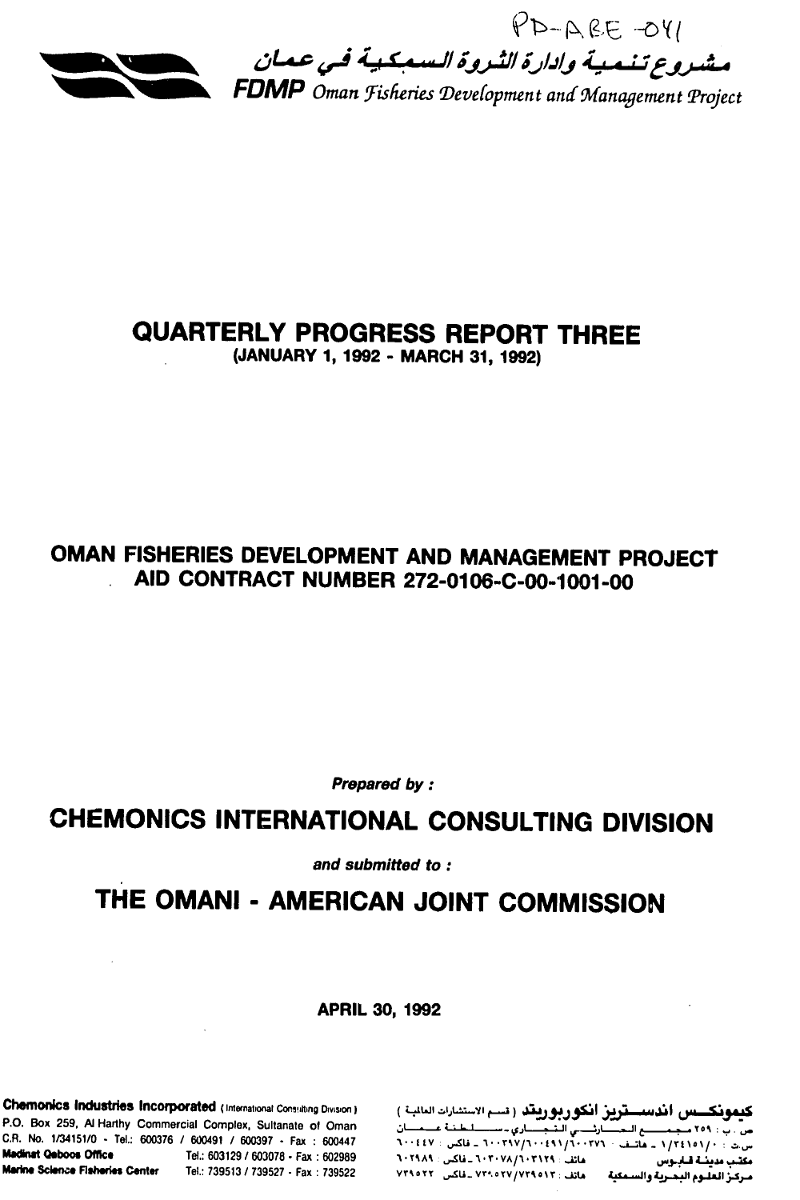PD-ABE-041

مشروع تنمية وإدارة الثروة السمكية في عمان

**FDMP** *Oman Fisheries Development and Management Project*

# QUARTERLY PROGRESS REPORT THREE

**(JANUARY 1, 1992 - MARCH 31, 1992)**

## OMAN FISHERIES DEVELOPMENT AND MANAGEMENT PROJECT
## AID CONTRACT NUMBER 272-0106-C-00-1001-00

***Prepared by :***

## CHEMONICS INTERNATIONAL CONSULTING DIVISION

***and submitted to :***

## THE OMANI - AMERICAN JOINT COMMISSION

**APRIL 30, 1992**

**Chemonics Industries Incorporated** (International Consulting Division)
P.O. Box 259, Al Harthy Commercial Complex, Sultanate of Oman
C.R. No. 1/34151/0 - Tel.: 600376 / 600491 / 600397 - Fax : 600447
**Madinat Qaboos Office** Tel.: 603129 / 603078 - Fax : 602989
**Marine Science Fisheries Center** Tel.: 739513 / 739527 - Fax : 739522

**كيمونكس اندستريز انكوربوريتد** (قسم الاستشارات العالمية)
ص.ب : ٢٥٩ مجمع الحارثي التجاري - سلطنة عمان
س.ت : ١/٣٤١٥١/٠ - هاتف : ٦٠٠٣٧٦/٦٠٠٤٩١/٦٠٠٣٩٧ - فاكس : ٦٠٠٤٤٧
مكتب مدينة قابوس هاتف : ٦٠٣١٢٩/٦٠٣٠٧٨ - فاكس : ٦٠٢٩٨٩
مركز العلوم البحرية والسمكية هاتف : ٧٣٩٥١٣/٧٣٩٥٢٧ - فاكس : ٧٣٩٥٢٢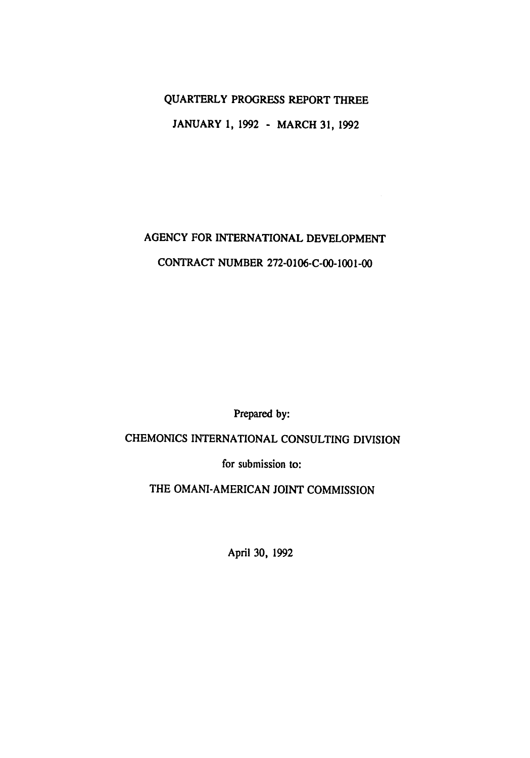# QUARTERLY PROGRESS REPORT THREE

JANUARY 1, 1992 - MARCH 31, 1992

AGENCY FOR INTERNATIONAL DEVELOPMENT

CONTRACT NUMBER 272-0106-C-00-1001-00

Prepared by:

CHEMONICS INTERNATIONAL CONSULTING DIVISION

for submission to:

THE OMANI-AMERICAN JOINT COMMISSION

April 30, 1992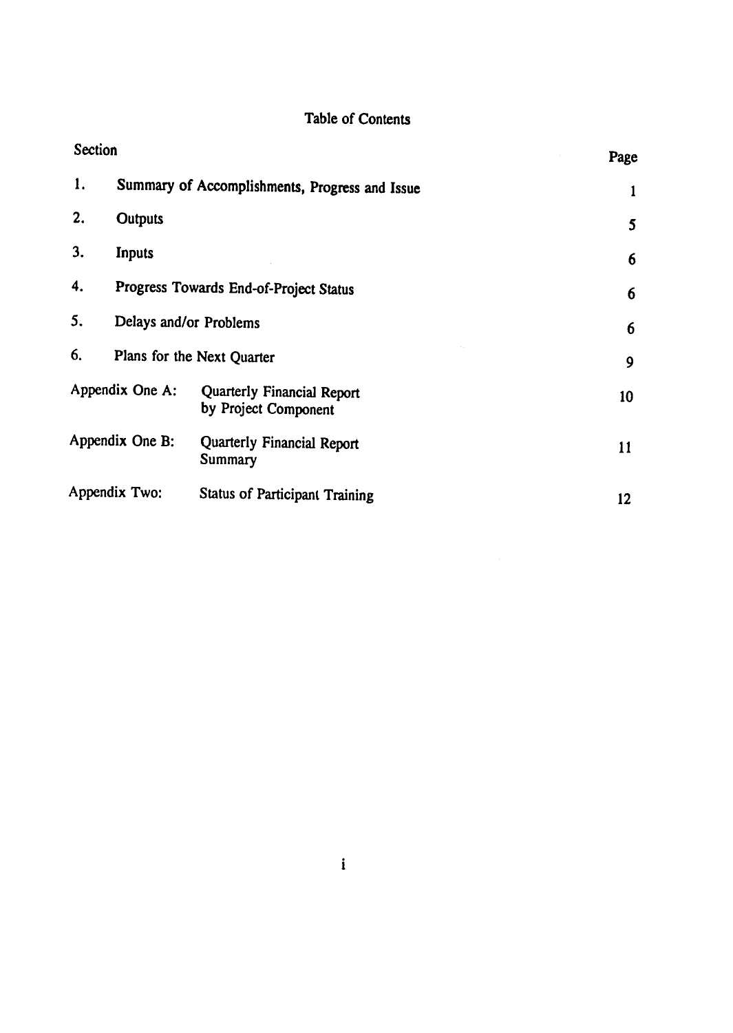# Table of Contents

| Section | | Page |
|---|---|---|
| 1. | Summary of Accomplishments, Progress and Issue | 1 |
| 2. | Outputs | 5 |
| 3. | Inputs | 6 |
| 4. | Progress Towards End-of-Project Status | 6 |
| 5. | Delays and/or Problems | 6 |
| 6. | Plans for the Next Quarter | 9 |
| Appendix One A: | Quarterly Financial Report by Project Component | 10 |
| Appendix One B: | Quarterly Financial Report Summary | 11 |
| Appendix Two: | Status of Participant Training | 12 |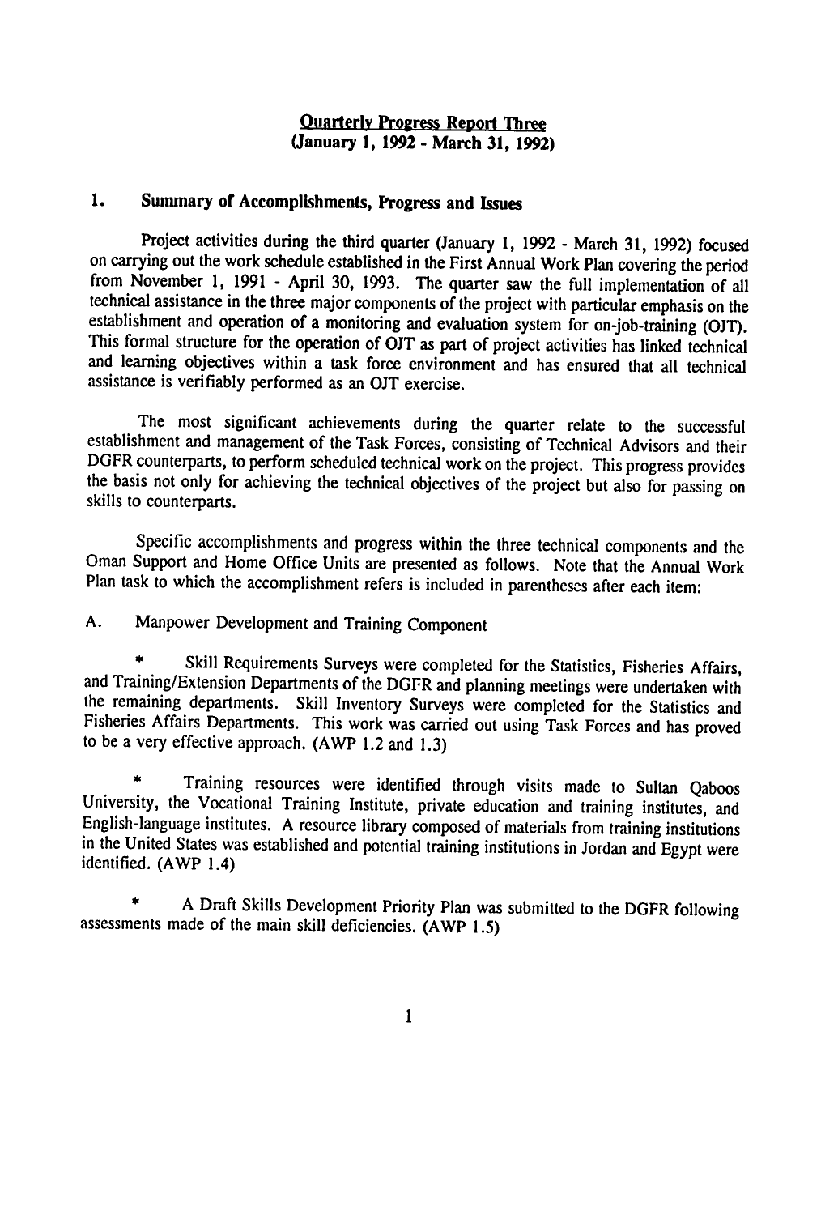**<u>Quarterly Progress Report Three</u>**
**(January 1, 1992 - March 31, 1992)**

## 1. Summary of Accomplishments, Progress and Issues

Project activities during the third quarter (January 1, 1992 - March 31, 1992) focused on carrying out the work schedule established in the First Annual Work Plan covering the period from November 1, 1991 - April 30, 1993. The quarter saw the full implementation of all technical assistance in the three major components of the project with particular emphasis on the establishment and operation of a monitoring and evaluation system for on-job-training (OJT). This formal structure for the operation of OJT as part of project activities has linked technical and learning objectives within a task force environment and has ensured that all technical assistance is verifiably performed as an OJT exercise.

The most significant achievements during the quarter relate to the successful establishment and management of the Task Forces, consisting of Technical Advisors and their DGFR counterparts, to perform scheduled technical work on the project. This progress provides the basis not only for achieving the technical objectives of the project but also for passing on skills to counterparts.

Specific accomplishments and progress within the three technical components and the Oman Support and Home Office Units are presented as follows. Note that the Annual Work Plan task to which the accomplishment refers is included in parentheses after each item:

A. Manpower Development and Training Component

* Skill Requirements Surveys were completed for the Statistics, Fisheries Affairs, and Training/Extension Departments of the DGFR and planning meetings were undertaken with the remaining departments. Skill Inventory Surveys were completed for the Statistics and Fisheries Affairs Departments. This work was carried out using Task Forces and has proved to be a very effective approach. (AWP 1.2 and 1.3)

* Training resources were identified through visits made to Sultan Qaboos University, the Vocational Training Institute, private education and training institutes, and English-language institutes. A resource library composed of materials from training institutions in the United States was established and potential training institutions in Jordan and Egypt were identified. (AWP 1.4)

* A Draft Skills Development Priority Plan was submitted to the DGFR following assessments made of the main skill deficiencies. (AWP 1.5)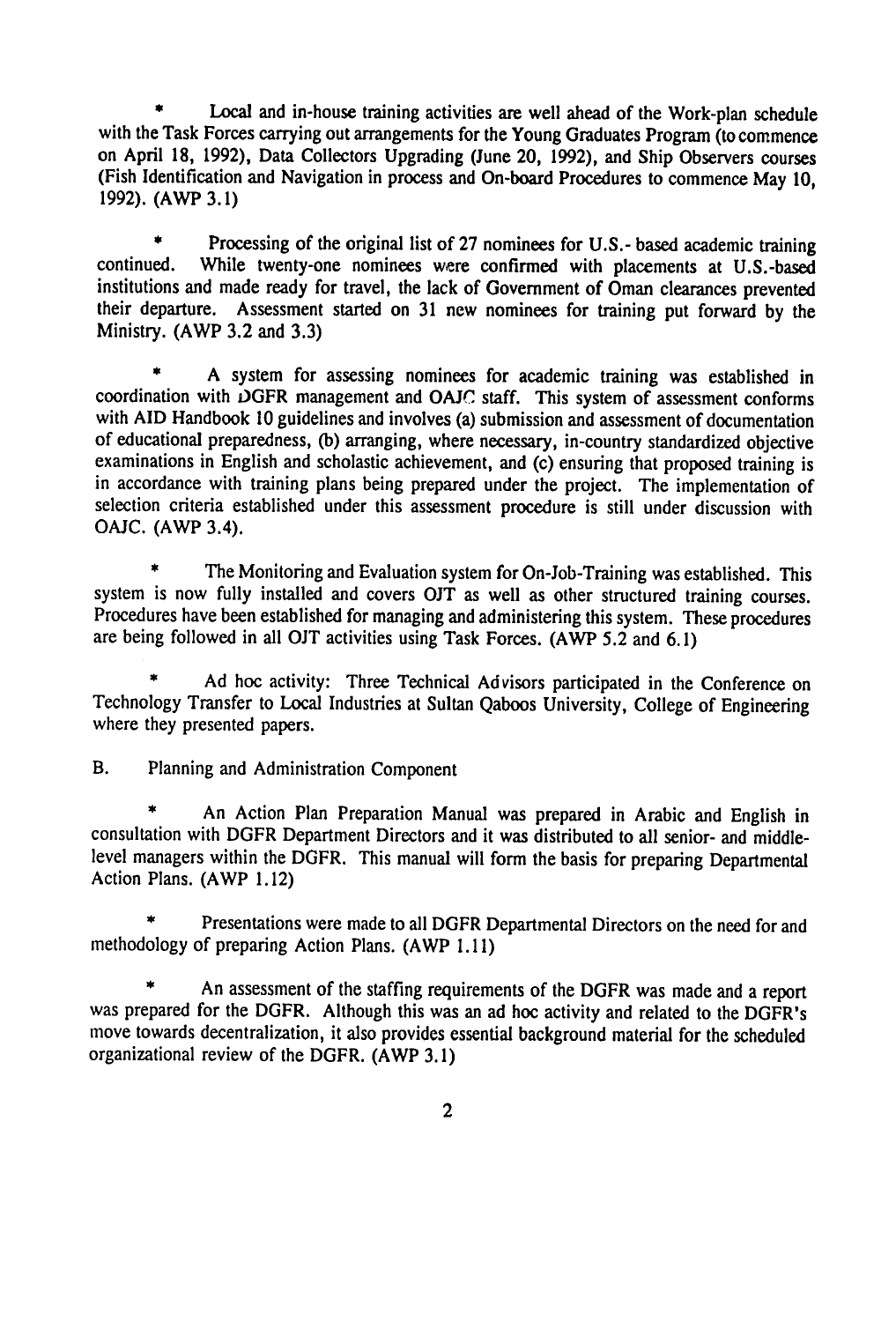* Local and in-house training activities are well ahead of the Work-plan schedule with the Task Forces carrying out arrangements for the Young Graduates Program (to commence on April 18, 1992), Data Collectors Upgrading (June 20, 1992), and Ship Observers courses (Fish Identification and Navigation in process and On-board Procedures to commence May 10, 1992). (AWP 3.1)

* Processing of the original list of 27 nominees for U.S.- based academic training continued. While twenty-one nominees were confirmed with placements at U.S.-based institutions and made ready for travel, the lack of Government of Oman clearances prevented their departure. Assessment started on 31 new nominees for training put forward by the Ministry. (AWP 3.2 and 3.3)

* A system for assessing nominees for academic training was established in coordination with DGFR management and OAJC staff. This system of assessment conforms with AID Handbook 10 guidelines and involves (a) submission and assessment of documentation of educational preparedness, (b) arranging, where necessary, in-country standardized objective examinations in English and scholastic achievement, and (c) ensuring that proposed training is in accordance with training plans being prepared under the project. The implementation of selection criteria established under this assessment procedure is still under discussion with OAJC. (AWP 3.4).

* The Monitoring and Evaluation system for On-Job-Training was established. This system is now fully installed and covers OJT as well as other structured training courses. Procedures have been established for managing and administering this system. These procedures are being followed in all OJT activities using Task Forces. (AWP 5.2 and 6.1)

* Ad hoc activity: Three Technical Advisors participated in the Conference on Technology Transfer to Local Industries at Sultan Qaboos University, College of Engineering where they presented papers.

B. Planning and Administration Component

* An Action Plan Preparation Manual was prepared in Arabic and English in consultation with DGFR Department Directors and it was distributed to all senior- and middle-level managers within the DGFR. This manual will form the basis for preparing Departmental Action Plans. (AWP 1.12)

* Presentations were made to all DGFR Departmental Directors on the need for and methodology of preparing Action Plans. (AWP 1.11)

* An assessment of the staffing requirements of the DGFR was made and a report was prepared for the DGFR. Although this was an ad hoc activity and related to the DGFR's move towards decentralization, it also provides essential background material for the scheduled organizational review of the DGFR. (AWP 3.1)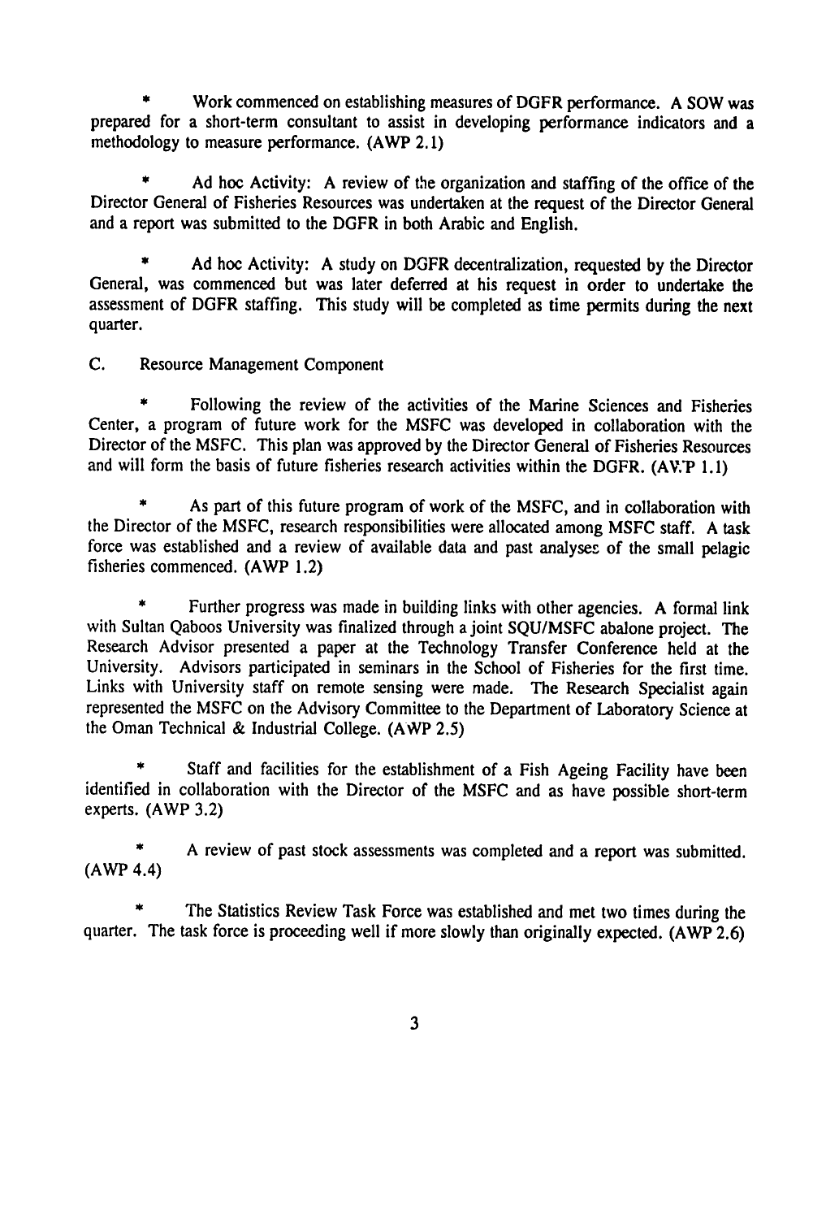* Work commenced on establishing measures of DGFR performance. A SOW was prepared for a short-term consultant to assist in developing performance indicators and a methodology to measure performance. (AWP 2.1)

* Ad hoc Activity: A review of the organization and staffing of the office of the Director General of Fisheries Resources was undertaken at the request of the Director General and a report was submitted to the DGFR in both Arabic and English.

* Ad hoc Activity: A study on DGFR decentralization, requested by the Director General, was commenced but was later deferred at his request in order to undertake the assessment of DGFR staffing. This study will be completed as time permits during the next quarter.

C. Resource Management Component

* Following the review of the activities of the Marine Sciences and Fisheries Center, a program of future work for the MSFC was developed in collaboration with the Director of the MSFC. This plan was approved by the Director General of Fisheries Resources and will form the basis of future fisheries research activities within the DGFR. (AWP 1.1)

* As part of this future program of work of the MSFC, and in collaboration with the Director of the MSFC, research responsibilities were allocated among MSFC staff. A task force was established and a review of available data and past analyses of the small pelagic fisheries commenced. (AWP 1.2)

* Further progress was made in building links with other agencies. A formal link with Sultan Qaboos University was finalized through a joint SQU/MSFC abalone project. The Research Advisor presented a paper at the Technology Transfer Conference held at the University. Advisors participated in seminars in the School of Fisheries for the first time. Links with University staff on remote sensing were made. The Research Specialist again represented the MSFC on the Advisory Committee to the Department of Laboratory Science at the Oman Technical & Industrial College. (AWP 2.5)

* Staff and facilities for the establishment of a Fish Ageing Facility have been identified in collaboration with the Director of the MSFC and as have possible short-term experts. (AWP 3.2)

* A review of past stock assessments was completed and a report was submitted. (AWP 4.4)

* The Statistics Review Task Force was established and met two times during the quarter. The task force is proceeding well if more slowly than originally expected. (AWP 2.6)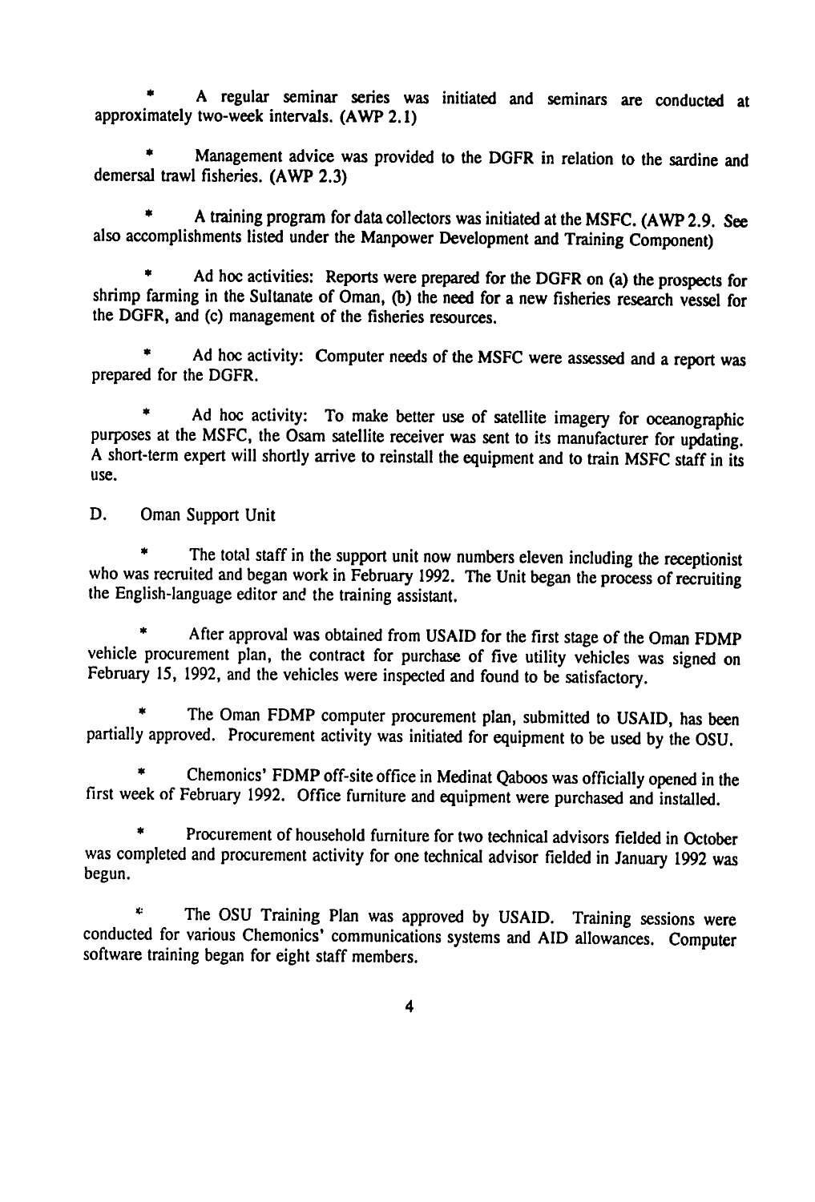* A regular seminar series was initiated and seminars are conducted at approximately two-week intervals. (AWP 2.1)

* Management advice was provided to the DGFR in relation to the sardine and demersal trawl fisheries. (AWP 2.3)

* A training program for data collectors was initiated at the MSFC. (AWP 2.9. See also accomplishments listed under the Manpower Development and Training Component)

* Ad hoc activities: Reports were prepared for the DGFR on (a) the prospects for shrimp farming in the Sultanate of Oman, (b) the need for a new fisheries research vessel for the DGFR, and (c) management of the fisheries resources.

* Ad hoc activity: Computer needs of the MSFC were assessed and a report was prepared for the DGFR.

* Ad hoc activity: To make better use of satellite imagery for oceanographic purposes at the MSFC, the Osam satellite receiver was sent to its manufacturer for updating. A short-term expert will shortly arrive to reinstall the equipment and to train MSFC staff in its use.

D. Oman Support Unit

* The total staff in the support unit now numbers eleven including the receptionist who was recruited and began work in February 1992. The Unit began the process of recruiting the English-language editor and the training assistant.

* After approval was obtained from USAID for the first stage of the Oman FDMP vehicle procurement plan, the contract for purchase of five utility vehicles was signed on February 15, 1992, and the vehicles were inspected and found to be satisfactory.

* The Oman FDMP computer procurement plan, submitted to USAID, has been partially approved. Procurement activity was initiated for equipment to be used by the OSU.

* Chemonics' FDMP off-site office in Medinat Qaboos was officially opened in the first week of February 1992. Office furniture and equipment were purchased and installed.

* Procurement of household furniture for two technical advisors fielded in October was completed and procurement activity for one technical advisor fielded in January 1992 was begun.

* The OSU Training Plan was approved by USAID. Training sessions were conducted for various Chemonics' communications systems and AID allowances. Computer software training began for eight staff members.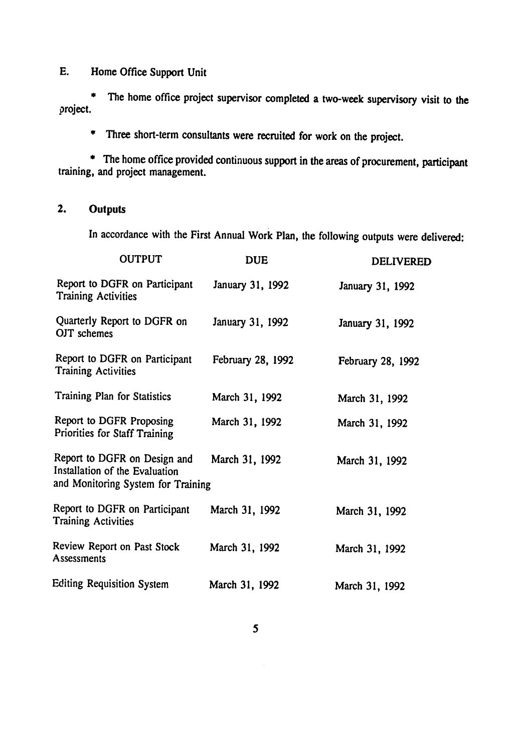### E. Home Office Support Unit

* The home office project supervisor completed a two-week supervisory visit to the project.

* Three short-term consultants were recruited for work on the project.

* The home office provided continuous support in the areas of procurement, participant training, and project management.

## 2. Outputs

In accordance with the First Annual Work Plan, the following outputs were delivered:

| OUTPUT | DUE | DELIVERED |
|---|---|---|
| Report to DGFR on Participant Training Activities | January 31, 1992 | January 31, 1992 |
| Quarterly Report to DGFR on OJT schemes | January 31, 1992 | January 31, 1992 |
| Report to DGFR on Participant Training Activities | February 28, 1992 | February 28, 1992 |
| Training Plan for Statistics | March 31, 1992 | March 31, 1992 |
| Report to DGFR Proposing Priorities for Staff Training | March 31, 1992 | March 31, 1992 |
| Report to DGFR on Design and Installation of the Evaluation and Monitoring System for Training | March 31, 1992 | March 31, 1992 |
| Report to DGFR on Participant Training Activities | March 31, 1992 | March 31, 1992 |
| Review Report on Past Stock Assessments | March 31, 1992 | March 31, 1992 |
| Editing Requisition System | March 31, 1992 | March 31, 1992 |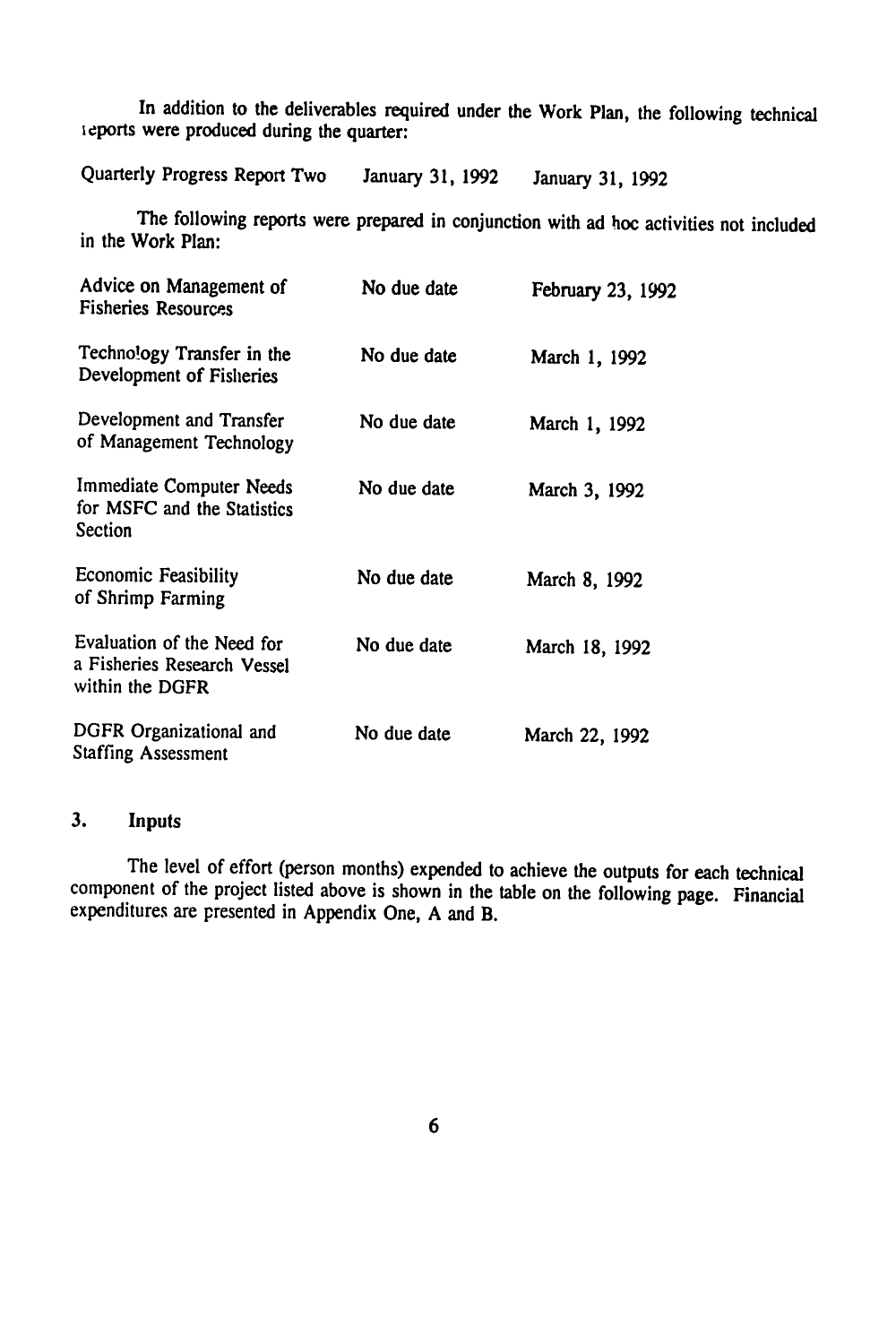In addition to the deliverables required under the Work Plan, the following technical reports were produced during the quarter:

| | | |
|---|---|---|
| Quarterly Progress Report Two | January 31, 1992 | January 31, 1992 |

The following reports were prepared in conjunction with ad hoc activities not included in the Work Plan:

| | | |
|---|---|---|
| Advice on Management of Fisheries Resources | No due date | February 23, 1992 |
| Technology Transfer in the Development of Fisheries | No due date | March 1, 1992 |
| Development and Transfer of Management Technology | No due date | March 1, 1992 |
| Immediate Computer Needs for MSFC and the Statistics Section | No due date | March 3, 1992 |
| Economic Feasibility of Shrimp Farming | No due date | March 8, 1992 |
| Evaluation of the Need for a Fisheries Research Vessel within the DGFR | No due date | March 18, 1992 |
| DGFR Organizational and Staffing Assessment | No due date | March 22, 1992 |

## 3. Inputs

The level of effort (person months) expended to achieve the outputs for each technical component of the project listed above is shown in the table on the following page. Financial expenditures are presented in Appendix One, A and B.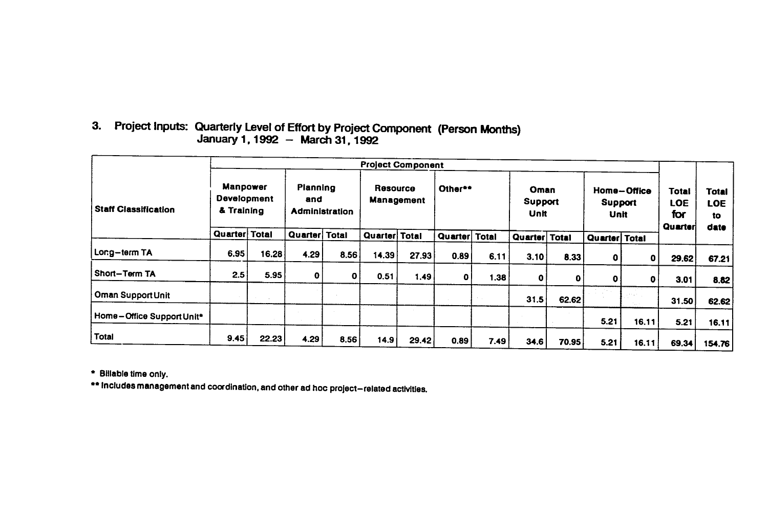### 3. Project Inputs: Quarterly Level of Effort by Project Component (Person Months)
### January 1, 1992 – March 31, 1992

| Staff Classification | Project Component | | | | | | | | | | | | Total LOE for Quarter | Total LOE to date |
|---|---|---|---|---|---|---|---|---|---|---|---|---|---|---|
| | Manpower Development & Training | | Planning and Administration | | Resource Management | | Other** | | Oman Support Unit | | Home–Office Support Unit | | | |
| | Quarter | Total | Quarter | Total | Quarter | Total | Quarter | Total | Quarter | Total | Quarter | Total | | |
| Long–term TA | 6.95 | 16.28 | 4.29 | 8.56 | 14.39 | 27.93 | 0.89 | 6.11 | 3.10 | 8.33 | 0 | 0 | 29.62 | 67.21 |
| Short–Term TA | 2.5 | 5.95 | 0 | 0 | 0.51 | 1.49 | 0 | 1.38 | 0 | 0 | 0 | 0 | 3.01 | 8.82 |
| Oman Support Unit | | | | | | | | | 31.5 | 62.62 | | | 31.50 | 62.62 |
| Home–Office Support Unit* | | | | | | | | | | | 5.21 | 16.11 | 5.21 | 16.11 |
| Total | 9.45 | 22.23 | 4.29 | 8.56 | 14.9 | 29.42 | 0.89 | 7.49 | 34.6 | 70.95 | 5.21 | 16.11 | 69.34 | 154.76 |

\* Billable time only.

\*\* Includes management and coordination, and other ad hoc project–related activities.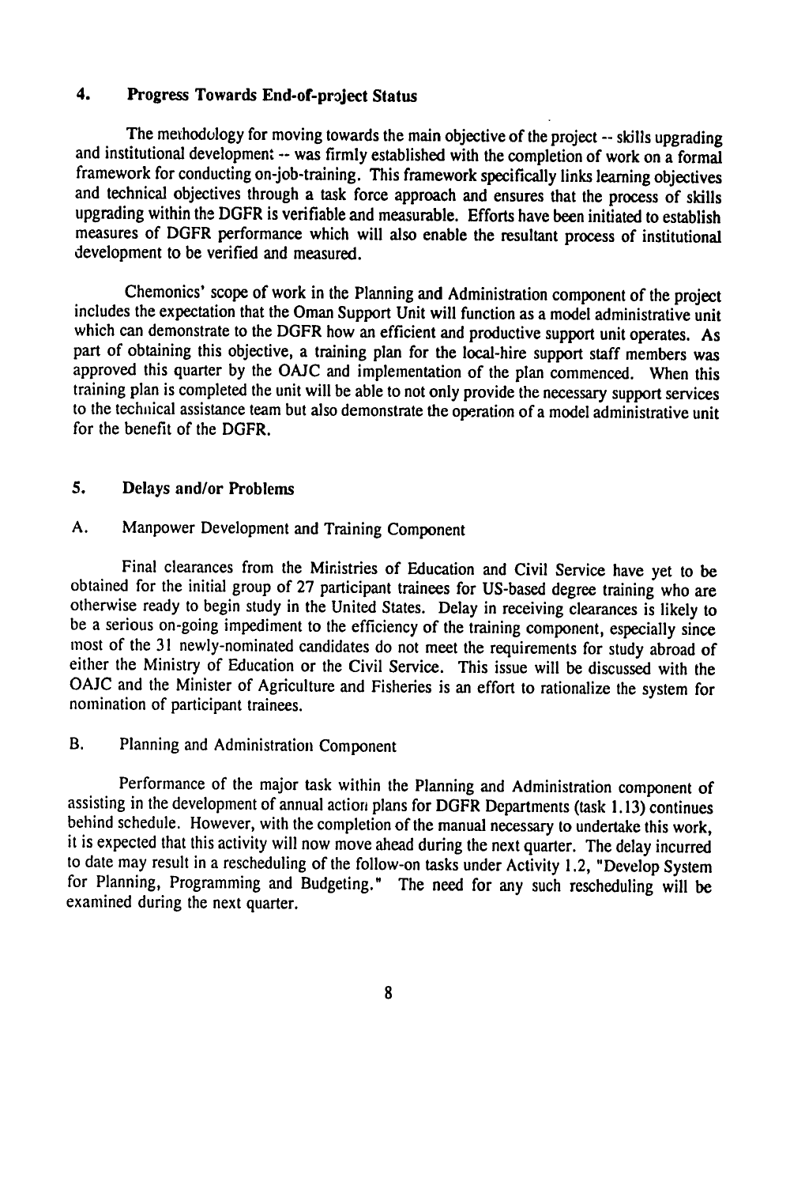## 4. Progress Towards End-of-project Status

The methodology for moving towards the main objective of the project -- skills upgrading and institutional development -- was firmly established with the completion of work on a formal framework for conducting on-job-training. This framework specifically links learning objectives and technical objectives through a task force approach and ensures that the process of skills upgrading within the DGFR is verifiable and measurable. Efforts have been initiated to establish measures of DGFR performance which will also enable the resultant process of institutional development to be verified and measured.

Chemonics' scope of work in the Planning and Administration component of the project includes the expectation that the Oman Support Unit will function as a model administrative unit which can demonstrate to the DGFR how an efficient and productive support unit operates. As part of obtaining this objective, a training plan for the local-hire support staff members was approved this quarter by the OAJC and implementation of the plan commenced. When this training plan is completed the unit will be able to not only provide the necessary support services to the technical assistance team but also demonstrate the operation of a model administrative unit for the benefit of the DGFR.

## 5. Delays and/or Problems

### A. Manpower Development and Training Component

Final clearances from the Ministries of Education and Civil Service have yet to be obtained for the initial group of 27 participant trainees for US-based degree training who are otherwise ready to begin study in the United States. Delay in receiving clearances is likely to be a serious on-going impediment to the efficiency of the training component, especially since most of the 31 newly-nominated candidates do not meet the requirements for study abroad of either the Ministry of Education or the Civil Service. This issue will be discussed with the OAJC and the Minister of Agriculture and Fisheries is an effort to rationalize the system for nomination of participant trainees.

### B. Planning and Administration Component

Performance of the major task within the Planning and Administration component of assisting in the development of annual action plans for DGFR Departments (task 1.13) continues behind schedule. However, with the completion of the manual necessary to undertake this work, it is expected that this activity will now move ahead during the next quarter. The delay incurred to date may result in a rescheduling of the follow-on tasks under Activity 1.2, "Develop System for Planning, Programming and Budgeting." The need for any such rescheduling will be examined during the next quarter.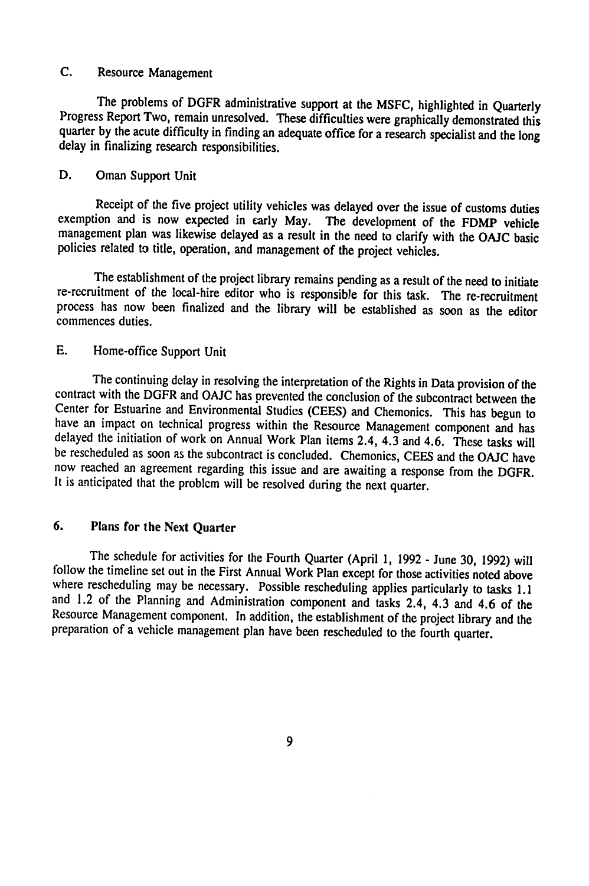### C. Resource Management

The problems of DGFR administrative support at the MSFC, highlighted in Quarterly Progress Report Two, remain unresolved. These difficulties were graphically demonstrated this quarter by the acute difficulty in finding an adequate office for a research specialist and the long delay in finalizing research responsibilities.

### D. Oman Support Unit

Receipt of the five project utility vehicles was delayed over the issue of customs duties exemption and is now expected in early May. The development of the FDMP vehicle management plan was likewise delayed as a result in the need to clarify with the OAJC basic policies related to title, operation, and management of the project vehicles.

The establishment of the project library remains pending as a result of the need to initiate re-recruitment of the local-hire editor who is responsible for this task. The re-recruitment process has now been finalized and the library will be established as soon as the editor commences duties.

### E. Home-office Support Unit

The continuing delay in resolving the interpretation of the Rights in Data provision of the contract with the DGFR and OAJC has prevented the conclusion of the subcontract between the Center for Estuarine and Environmental Studies (CEES) and Chemonics. This has begun to have an impact on technical progress within the Resource Management component and has delayed the initiation of work on Annual Work Plan items 2.4, 4.3 and 4.6. These tasks will be rescheduled as soon as the subcontract is concluded. Chemonics, CEES and the OAJC have now reached an agreement regarding this issue and are awaiting a response from the DGFR. It is anticipated that the problem will be resolved during the next quarter.

## 6. Plans for the Next Quarter

The schedule for activities for the Fourth Quarter (April 1, 1992 - June 30, 1992) will follow the timeline set out in the First Annual Work Plan except for those activities noted above where rescheduling may be necessary. Possible rescheduling applies particularly to tasks 1.1 and 1.2 of the Planning and Administration component and tasks 2.4, 4.3 and 4.6 of the Resource Management component. In addition, the establishment of the project library and the preparation of a vehicle management plan have been rescheduled to the fourth quarter.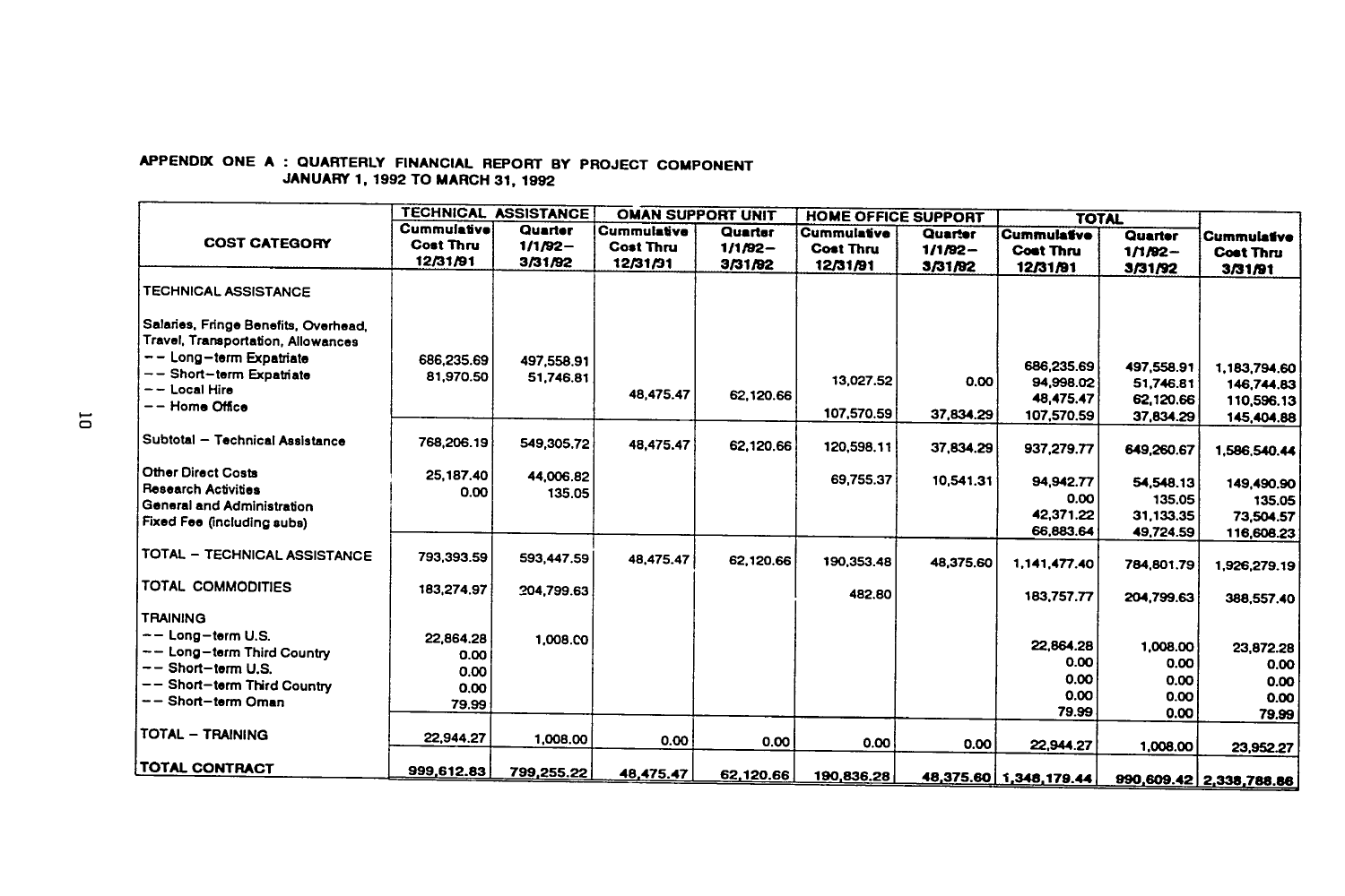**APPENDIX ONE A : QUARTERLY FINANCIAL REPORT BY PROJECT COMPONENT**
**JANUARY 1, 1992 TO MARCH 31, 1992**

| COST CATEGORY | TECHNICAL ASSISTANCE | | OMAN SUPPORT UNIT | | HOME OFFICE SUPPORT | | TOTAL | | |
|---|---|---|---|---|---|---|---|---|---|
| | Cummulative Cost Thru 12/31/91 | Quarter 1/1/92–3/31/92 | Cummulative Cost Thru 12/31/91 | Quarter 1/1/92–3/31/92 | Cummulative Cost Thru 12/31/91 | Quarter 1/1/92–3/31/92 | Cummulative Cost Thru 12/31/91 | Quarter 1/1/92–3/31/92 | Cummulative Cost Thru 3/31/91 |
| TECHNICAL ASSISTANCE | | | | | | | | | |
| Salaries, Fringe Benefits, Overhead, Travel, Transportation, Allowances | | | | | | | | | |
| -- Long–term Expatriate | 686,235.69 | 497,558.91 | | | | | 686,235.69 | 497,558.91 | 1,183,794.60 |
| -- Short–term Expatriate | 81,970.50 | 51,746.81 | | | 13,027.52 | 0.00 | 94,998.02 | 51,746.81 | 146,744.83 |
| -- Local Hire | | | 48,475.47 | 62,120.66 | | | 48,475.47 | 62,120.66 | 110,596.13 |
| -- Home Office | | | | | 107,570.59 | 37,834.29 | 107,570.59 | 37,834.29 | 145,404.88 |
| Subtotal – Technical Assistance | 768,206.19 | 549,305.72 | 48,475.47 | 62,120.66 | 120,598.11 | 37,834.29 | 937,279.77 | 649,260.67 | 1,586,540.44 |
| Other Direct Costs | 25,187.40 | 44,006.82 | | | 69,755.37 | 10,541.31 | 94,942.77 | 54,548.13 | 149,490.90 |
| Research Activities | 0.00 | 135.05 | | | | | 0.00 | 135.05 | 135.05 |
| General and Administration | | | | | | | 42,371.22 | 31,133.35 | 73,504.57 |
| Fixed Fee (including subs) | | | | | | | 66,883.64 | 49,724.59 | 116,608.23 |
| TOTAL – TECHNICAL ASSISTANCE | 793,393.59 | 593,447.59 | 48,475.47 | 62,120.66 | 190,353.48 | 48,375.60 | 1,141,477.40 | 784,801.79 | 1,926,279.19 |
| TOTAL COMMODITIES | 183,274.97 | 204,799.63 | | | 482.80 | | 183,757.77 | 204,799.63 | 388,557.40 |
| TRAINING | | | | | | | | | |
| -- Long–term U.S. | 22,864.28 | 1,008.00 | | | | | 22,864.28 | 1,008.00 | 23,872.28 |
| -- Long–term Third Country | 0.00 | | | | | | 0.00 | 0.00 | 0.00 |
| -- Short–term U.S. | 0.00 | | | | | | 0.00 | 0.00 | 0.00 |
| -- Short–term Third Country | 0.00 | | | | | | 0.00 | 0.00 | 0.00 |
| -- Short–term Oman | 79.99 | | | | | | 79.99 | 0.00 | 79.99 |
| TOTAL – TRAINING | 22,944.27 | 1,008.00 | 0.00 | 0.00 | 0.00 | 0.00 | 22,944.27 | 1,008.00 | 23,952.27 |
| TOTAL CONTRACT | 999,612.83 | 799,255.22 | 48,475.47 | 62,120.66 | 190,836.28 | 48,375.60 | 1,348,179.44 | 990,609.42 | 2,338,788.86 |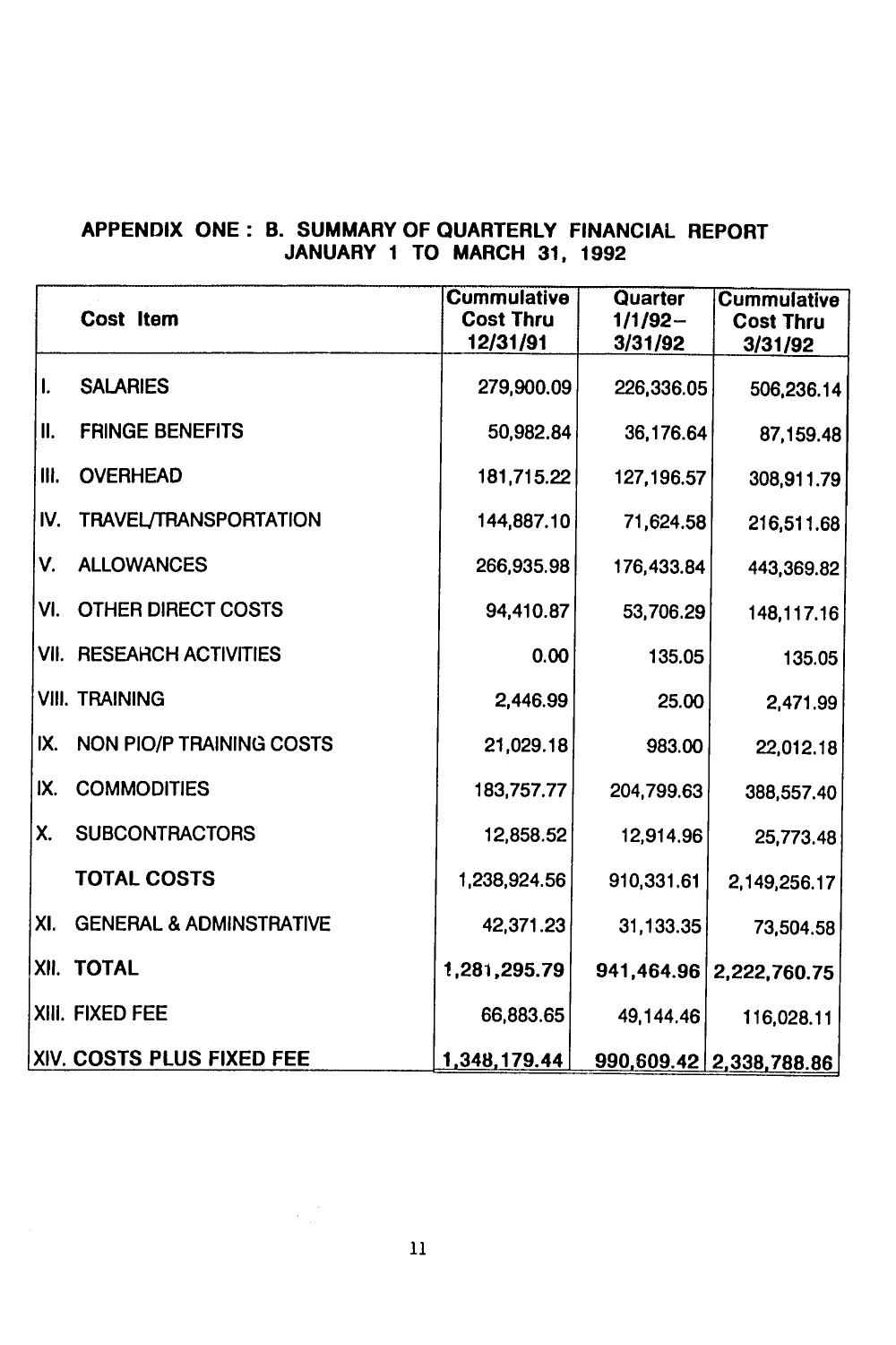## APPENDIX ONE : B. SUMMARY OF QUARTERLY FINANCIAL REPORT
## JANUARY 1 TO MARCH 31, 1992

| Cost Item | Cummulative Cost Thru 12/31/91 | Quarter 1/1/92–3/31/92 | Cummulative Cost Thru 3/31/92 |
|---|---|---|---|
| I. SALARIES | 279,900.09 | 226,336.05 | 506,236.14 |
| II. FRINGE BENEFITS | 50,982.84 | 36,176.64 | 87,159.48 |
| III. OVERHEAD | 181,715.22 | 127,196.57 | 308,911.79 |
| IV. TRAVEL/TRANSPORTATION | 144,887.10 | 71,624.58 | 216,511.68 |
| V. ALLOWANCES | 266,935.98 | 176,433.84 | 443,369.82 |
| VI. OTHER DIRECT COSTS | 94,410.87 | 53,706.29 | 148,117.16 |
| VII. RESEARCH ACTIVITIES | 0.00 | 135.05 | 135.05 |
| VIII. TRAINING | 2,446.99 | 25.00 | 2,471.99 |
| IX. NON PIO/P TRAINING COSTS | 21,029.18 | 983.00 | 22,012.18 |
| IX. COMMODITIES | 183,757.77 | 204,799.63 | 388,557.40 |
| X. SUBCONTRACTORS | 12,858.52 | 12,914.96 | 25,773.48 |
| **TOTAL COSTS** | 1,238,924.56 | 910,331.61 | 2,149,256.17 |
| XI. GENERAL & ADMINSTRATIVE | 42,371.23 | 31,133.35 | 73,504.58 |
| XII. **TOTAL** | **1,281,295.79** | **941,464.96** | **2,222,760.75** |
| XIII. FIXED FEE | 66,883.65 | 49,144.46 | 116,028.11 |
| XIV. **COSTS PLUS FIXED FEE** | **1,348,179.44** | **990,609.42** | **2,338,788.86** |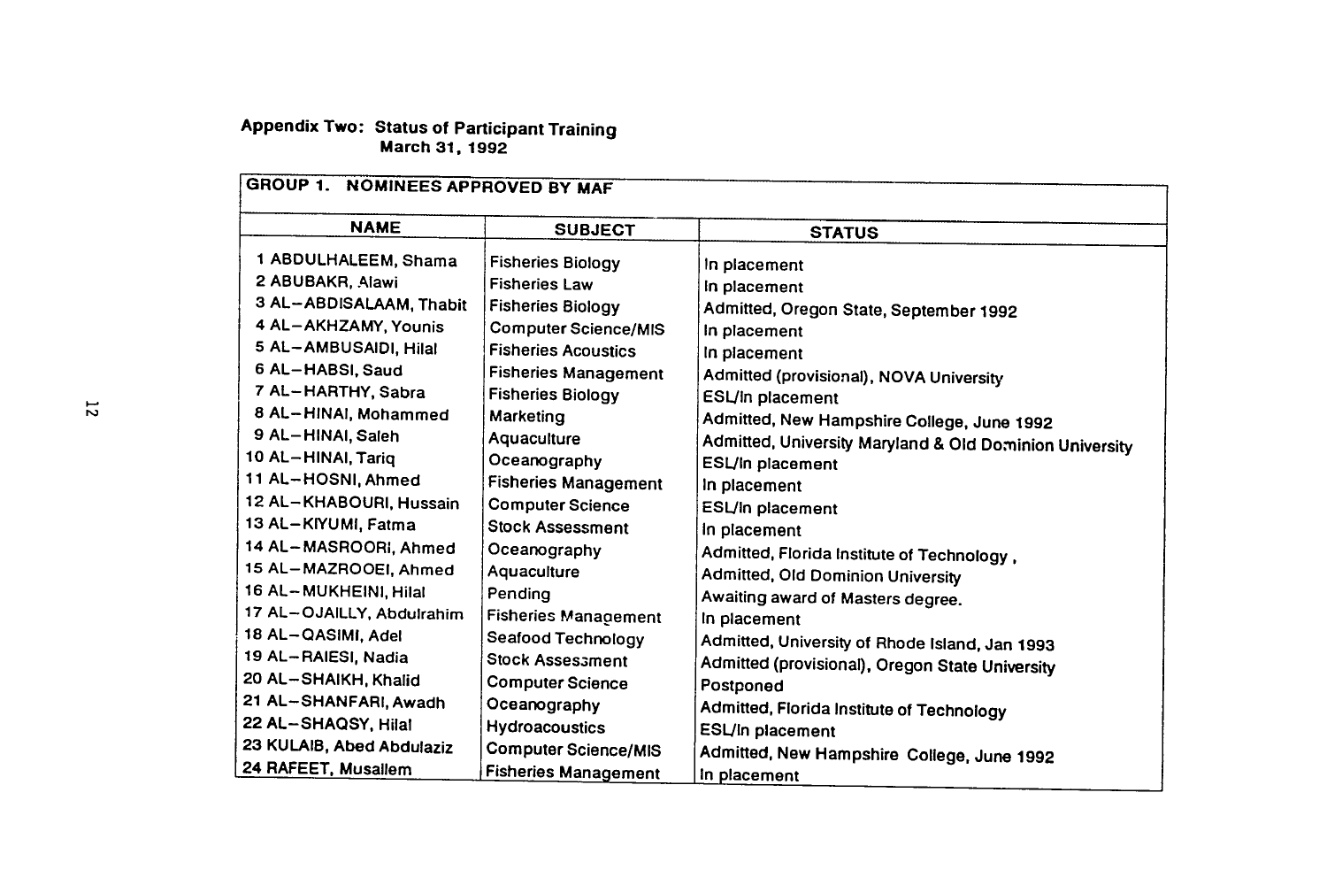# Appendix Two: Status of Participant Training
## March 31, 1992

| GROUP 1. NOMINEES APPROVED BY MAF | | |
|---|---|---|
| **NAME** | **SUBJECT** | **STATUS** |
| 1 ABDULHALEEM, Shama | Fisheries Biology | In placement |
| 2 ABUBAKR, Alawi | Fisheries Law | In placement |
| 3 AL-ABDISALAAM, Thabit | Fisheries Biology | Admitted, Oregon State, September 1992 |
| 4 AL-AKHZAMY, Younis | Computer Science/MIS | In placement |
| 5 AL-AMBUSAIDI, Hilal | Fisheries Acoustics | In placement |
| 6 AL-HABSI, Saud | Fisheries Management | Admitted (provisional), NOVA University |
| 7 AL-HARTHY, Sabra | Fisheries Biology | ESL/In placement |
| 8 AL-HINAI, Mohammed | Marketing | Admitted, New Hampshire College, June 1992 |
| 9 AL-HINAI, Saleh | Aquaculture | Admitted, University Maryland & Old Dominion University |
| 10 AL-HINAI, Tariq | Oceanography | ESL/In placement |
| 11 AL-HOSNI, Ahmed | Fisheries Management | In placement |
| 12 AL-KHABOURI, Hussain | Computer Science | ESL/In placement |
| 13 AL-KIYUMI, Fatma | Stock Assessment | In placement |
| 14 AL-MASROORI, Ahmed | Oceanography | Admitted, Florida Institute of Technology , |
| 15 AL-MAZROOEI, Ahmed | Aquaculture | Admitted, Old Dominion University |
| 16 AL-MUKHEINI, Hilal | Pending | Awaiting award of Masters degree. |
| 17 AL-OJAILLY, Abdulrahim | Fisheries Management | In placement |
| 18 AL-QASIMI, Adel | Seafood Technology | Admitted, University of Rhode Island, Jan 1993 |
| 19 AL-RAIESI, Nadia | Stock Assessment | Admitted (provisional), Oregon State University |
| 20 AL-SHAIKH, Khalid | Computer Science | Postponed |
| 21 AL-SHANFARI, Awadh | Oceanography | Admitted, Florida Institute of Technology |
| 22 AL-SHAQSY, Hilal | Hydroacoustics | ESL/In placement |
| 23 KULAIB, Abed Abdulaziz | Computer Science/MIS | Admitted, New Hampshire College, June 1992 |
| 24 RAFEET, Musallem | Fisheries Management | In placement |